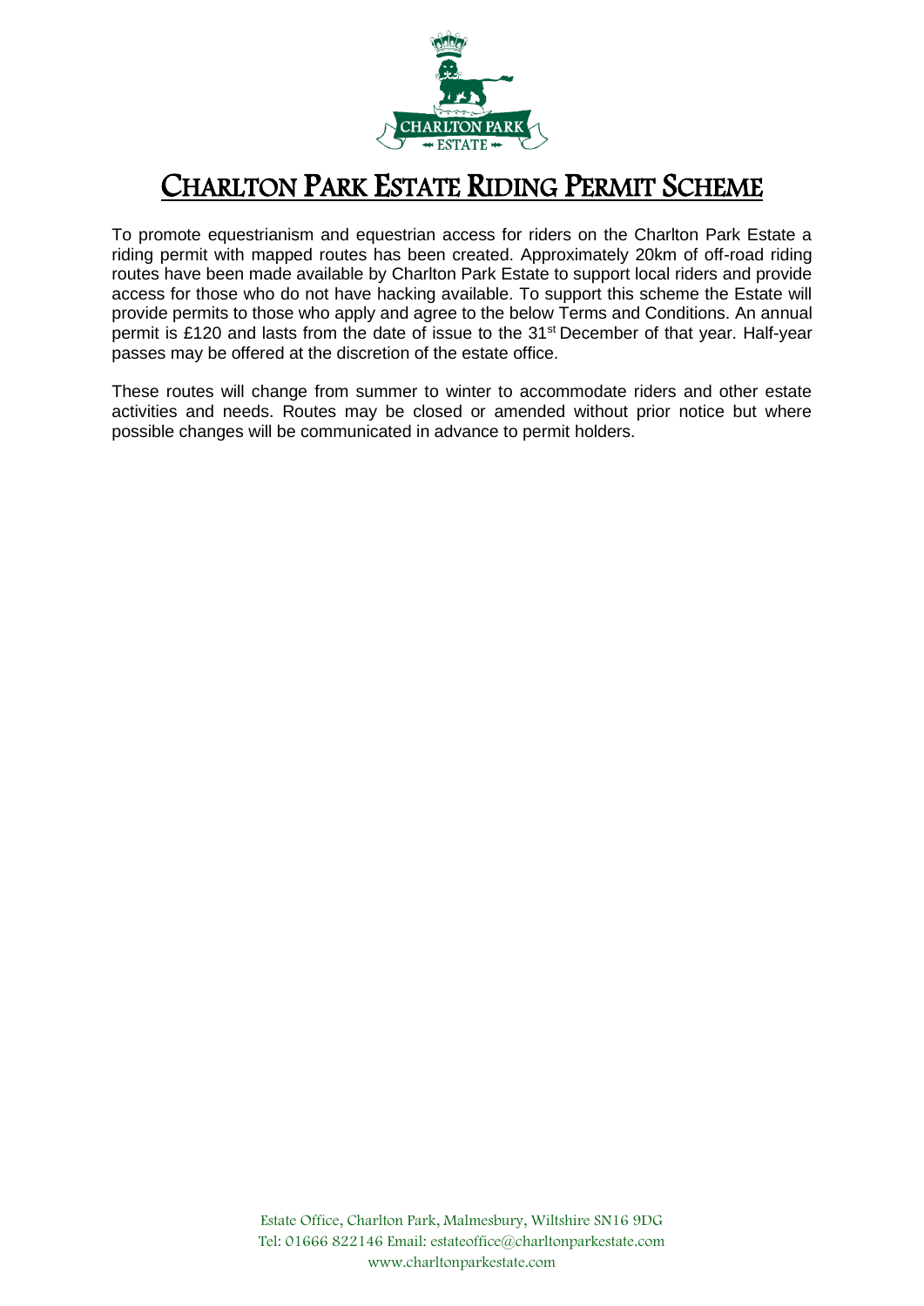# CHARLTON PARK ESTATE RIDING PERMIT SCHEME

To promote equestrianism and equestrian access for riders on the Charlton Park Estate a riding permit with mapped routes has been created. Approximately 20km of off-road riding routes have been made available by Charlton Park Estate to support local riders and provide access for those who do not have hacking available. To support this scheme the Estate will provide permits to those who apply and agree to the below Terms and Conditions. An annual permit is £120 and lasts from the date of issue to the 31st December of that year. Half-year passes may be offered at the discretion of the estate office.

These routes will change from summer to winter to accommodate riders and other estate activities and needs. Routes may be closed or amended without prior notice but where possible changes will be communicated in advance to permit holders.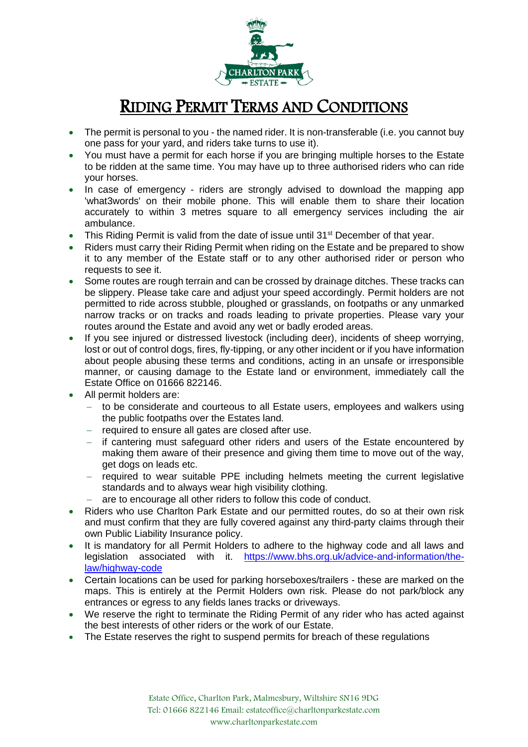# Riding Permit Terms and Conditions

- The permit is personal to you - the named rider. It is non-transferable (i.e. you cannot buy one pass for your yard, and riders take turns to use it).
- You must have a permit for each horse if you are bringing multiple horses to the Estate to be ridden at the same time. You may have up to three authorised riders who can ride your horses.
- In case of emergency - riders are strongly advised to download the mapping app 'what3words' on their mobile phone. This will enable them to share their location accurately to within 3 metres square to all emergency services including the air ambulance.
- This Riding Permit is valid from the date of issue until 31st December of that year.
- Riders must carry their Riding Permit when riding on the Estate and be prepared to show it to any member of the Estate staff or to any other authorised rider or person who requests to see it.
- Some routes are rough terrain and can be crossed by drainage ditches. These tracks can be slippery. Please take care and adjust your speed accordingly. Permit holders are not permitted to ride across stubble, ploughed or grasslands, on footpaths or any unmarked narrow tracks or on tracks and roads leading to private properties. Please vary your routes around the Estate and avoid any wet or badly eroded areas.
- If you see injured or distressed livestock (including deer), incidents of sheep worrying, lost or out of control dogs, fires, fly-tipping, or any other incident or if you have information about people abusing these terms and conditions, acting in an unsafe or irresponsible manner, or causing damage to the Estate land or environment, immediately call the Estate Office on 01666 822146.
- All permit holders are:
  - to be considerate and courteous to all Estate users, employees and walkers using the public footpaths over the Estates land.
  - required to ensure all gates are closed after use.
  - if cantering must safeguard other riders and users of the Estate encountered by making them aware of their presence and giving them time to move out of the way, get dogs on leads etc.
  - required to wear suitable PPE including helmets meeting the current legislative standards and to always wear high visibility clothing.
  - are to encourage all other riders to follow this code of conduct.
- Riders who use Charlton Park Estate and our permitted routes, do so at their own risk and must confirm that they are fully covered against any third-party claims through their own Public Liability Insurance policy.
- It is mandatory for all Permit Holders to adhere to the highway code and all laws and legislation associated with it. https://www.bhs.org.uk/advice-and-information/the-law/highway-code
- Certain locations can be used for parking horseboxes/trailers - these are marked on the maps. This is entirely at the Permit Holders own risk. Please do not park/block any entrances or egress to any fields lanes tracks or driveways.
- We reserve the right to terminate the Riding Permit of any rider who has acted against the best interests of other riders or the work of our Estate.
- The Estate reserves the right to suspend permits for breach of these regulations

Estate Office, Charlton Park, Malmesbury, Wiltshire SN16 9DG
Tel: 01666 822146 Email: estateoffice@charltonparkestate.com
www.charltonparkestate.com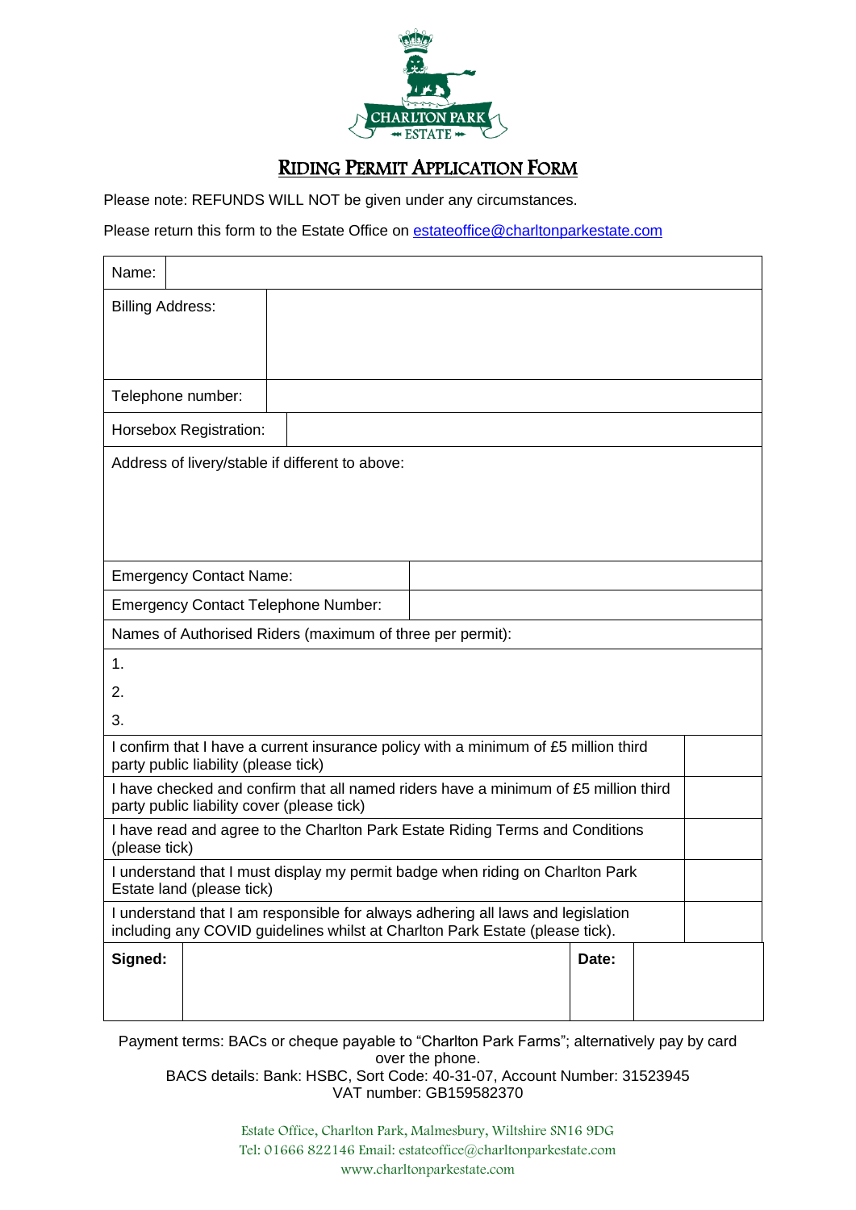# Riding Permit Application Form

Please note: REFUNDS WILL NOT be given under any circumstances.

Please return this form to the Estate Office on estateoffice@charltonparkestate.com

| | |
|---|---|
| Name: | |
| Billing Address: | |
| Telephone number: | |
| Horsebox Registration: | |
| Address of livery/stable if different to above: | |
| Emergency Contact Name: | |
| Emergency Contact Telephone Number: | |
| Names of Authorised Riders (maximum of three per permit): | |
| 1.<br>2.<br>3. | |
| I confirm that I have a current insurance policy with a minimum of £5 million third party public liability (please tick) | |
| I have checked and confirm that all named riders have a minimum of £5 million third party public liability cover (please tick) | |
| I have read and agree to the Charlton Park Estate Riding Terms and Conditions (please tick) | |
| I understand that I must display my permit badge when riding on Charlton Park Estate land (please tick) | |
| I understand that I am responsible for always adhering all laws and legislation including any COVID guidelines whilst at Charlton Park Estate (please tick). | |

| | | | |
|---|---|---|---|
| **Signed:** | | **Date:** | |

Payment terms: BACs or cheque payable to "Charlton Park Farms"; alternatively pay by card over the phone.
BACS details: Bank: HSBC, Sort Code: 40-31-07, Account Number: 31523945
VAT number: GB159582370

Estate Office, Charlton Park, Malmesbury, Wiltshire SN16 9DG
Tel: 01666 822146 Email: estateoffice@charltonparkestate.com
www.charltonparkestate.com